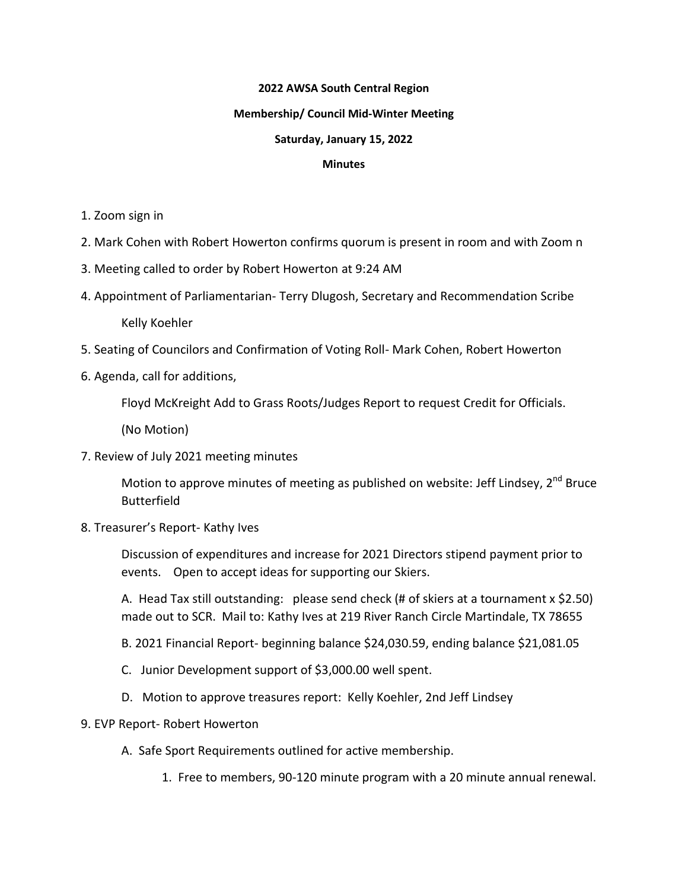**2022 AWSA South Central Region**

**Membership/ Council Mid-Winter Meeting**

**Saturday, January 15, 2022**

**Minutes**

1. Zoom sign in
2. Mark Cohen with Robert Howerton confirms quorum is present in room and with Zoom n
3. Meeting called to order by Robert Howerton at 9:24 AM
4. Appointment of Parliamentarian- Terry Dlugosh, Secretary and Recommendation Scribe

   Kelly Koehler
5. Seating of Councilors and Confirmation of Voting Roll- Mark Cohen, Robert Howerton
6. Agenda, call for additions,

   Floyd McKreight Add to Grass Roots/Judges Report to request Credit for Officials.

   (No Motion)
7. Review of July 2021 meeting minutes

   Motion to approve minutes of meeting as published on website: Jeff Lindsey, 2nd Bruce Butterfield
8. Treasurer's Report- Kathy Ives

   Discussion of expenditures and increase for 2021 Directors stipend payment prior to events. Open to accept ideas for supporting our Skiers.

   A. Head Tax still outstanding: please send check (# of skiers at a tournament x $2.50) made out to SCR. Mail to: Kathy Ives at 219 River Ranch Circle Martindale, TX 78655

   B. 2021 Financial Report- beginning balance $24,030.59, ending balance $21,081.05

   C. Junior Development support of $3,000.00 well spent.

   D. Motion to approve treasures report: Kelly Koehler, 2nd Jeff Lindsey
9. EVP Report- Robert Howerton

   A. Safe Sport Requirements outlined for active membership.

      1. Free to members, 90-120 minute program with a 20 minute annual renewal.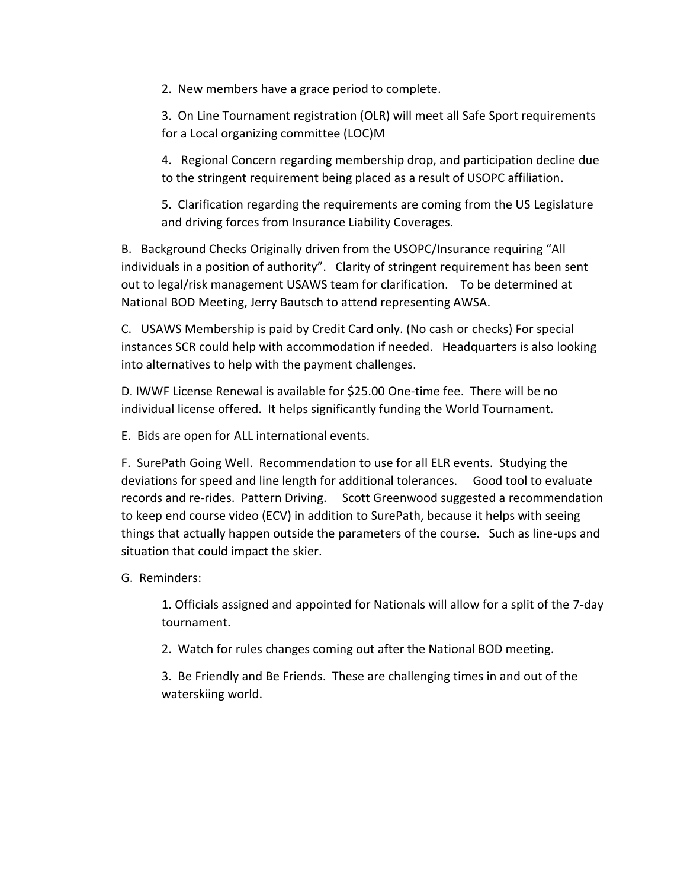2. New members have a grace period to complete.

3. On Line Tournament registration (OLR) will meet all Safe Sport requirements for a Local organizing committee (LOC)M

4. Regional Concern regarding membership drop, and participation decline due to the stringent requirement being placed as a result of USOPC affiliation.

5. Clarification regarding the requirements are coming from the US Legislature and driving forces from Insurance Liability Coverages.

B. Background Checks Originally driven from the USOPC/Insurance requiring "All individuals in a position of authority". Clarity of stringent requirement has been sent out to legal/risk management USAWS team for clarification. To be determined at National BOD Meeting, Jerry Bautsch to attend representing AWSA.

C. USAWS Membership is paid by Credit Card only. (No cash or checks) For special instances SCR could help with accommodation if needed. Headquarters is also looking into alternatives to help with the payment challenges.

D. IWWF License Renewal is available for $25.00 One-time fee. There will be no individual license offered. It helps significantly funding the World Tournament.

E. Bids are open for ALL international events.

F. SurePath Going Well. Recommendation to use for all ELR events. Studying the deviations for speed and line length for additional tolerances. Good tool to evaluate records and re-rides. Pattern Driving. Scott Greenwood suggested a recommendation to keep end course video (ECV) in addition to SurePath, because it helps with seeing things that actually happen outside the parameters of the course. Such as line-ups and situation that could impact the skier.

G. Reminders:

1. Officials assigned and appointed for Nationals will allow for a split of the 7-day tournament.

2. Watch for rules changes coming out after the National BOD meeting.

3. Be Friendly and Be Friends. These are challenging times in and out of the waterskiing world.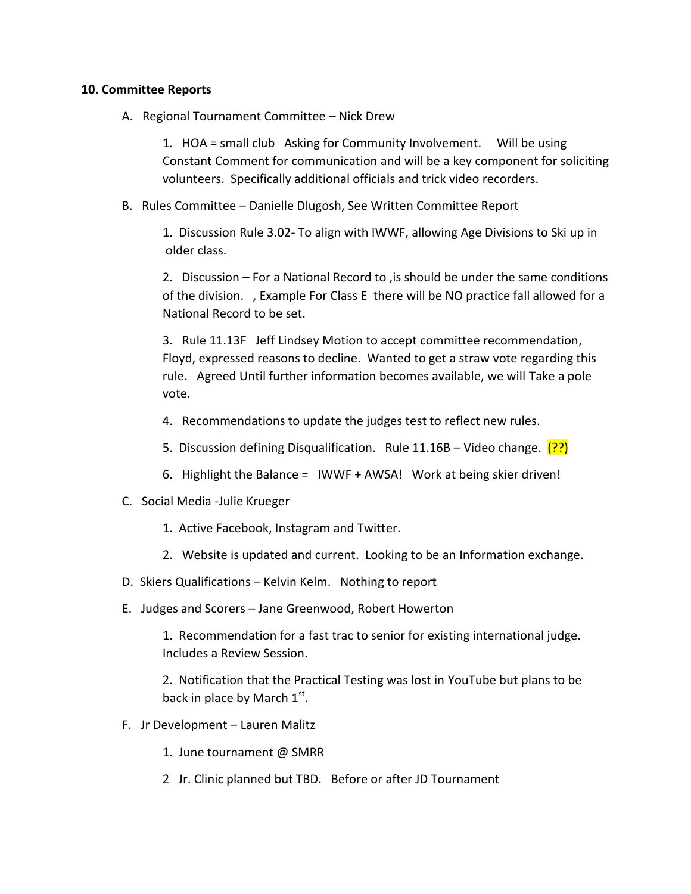**10. Committee Reports**

A. Regional Tournament Committee – Nick Drew

1. HOA = small club  Asking for Community Involvement.   Will be using Constant Comment for communication and will be a key component for soliciting volunteers. Specifically additional officials and trick video recorders.

B. Rules Committee – Danielle Dlugosh, See Written Committee Report

1. Discussion Rule 3.02- To align with IWWF, allowing Age Divisions to Ski up in older class.

2. Discussion – For a National Record to ,is should be under the same conditions of the division.  , Example For Class E there will be NO practice fall allowed for a National Record to be set.

3. Rule 11.13F  Jeff Lindsey Motion to accept committee recommendation, Floyd, expressed reasons to decline. Wanted to get a straw vote regarding this rule.  Agreed Until further information becomes available, we will Take a pole vote.

4. Recommendations to update the judges test to reflect new rules.

5. Discussion defining Disqualification.  Rule 11.16B – Video change. (??)

6. Highlight the Balance =  IWWF + AWSA!  Work at being skier driven!

C. Social Media -Julie Krueger

1. Active Facebook, Instagram and Twitter.

2. Website is updated and current. Looking to be an Information exchange.

D. Skiers Qualifications – Kelvin Kelm.  Nothing to report

E. Judges and Scorers – Jane Greenwood, Robert Howerton

1. Recommendation for a fast trac to senior for existing international judge. Includes a Review Session.

2. Notification that the Practical Testing was lost in YouTube but plans to be back in place by March 1st.

F. Jr Development – Lauren Malitz

1. June tournament @ SMRR

2 Jr. Clinic planned but TBD.  Before or after JD Tournament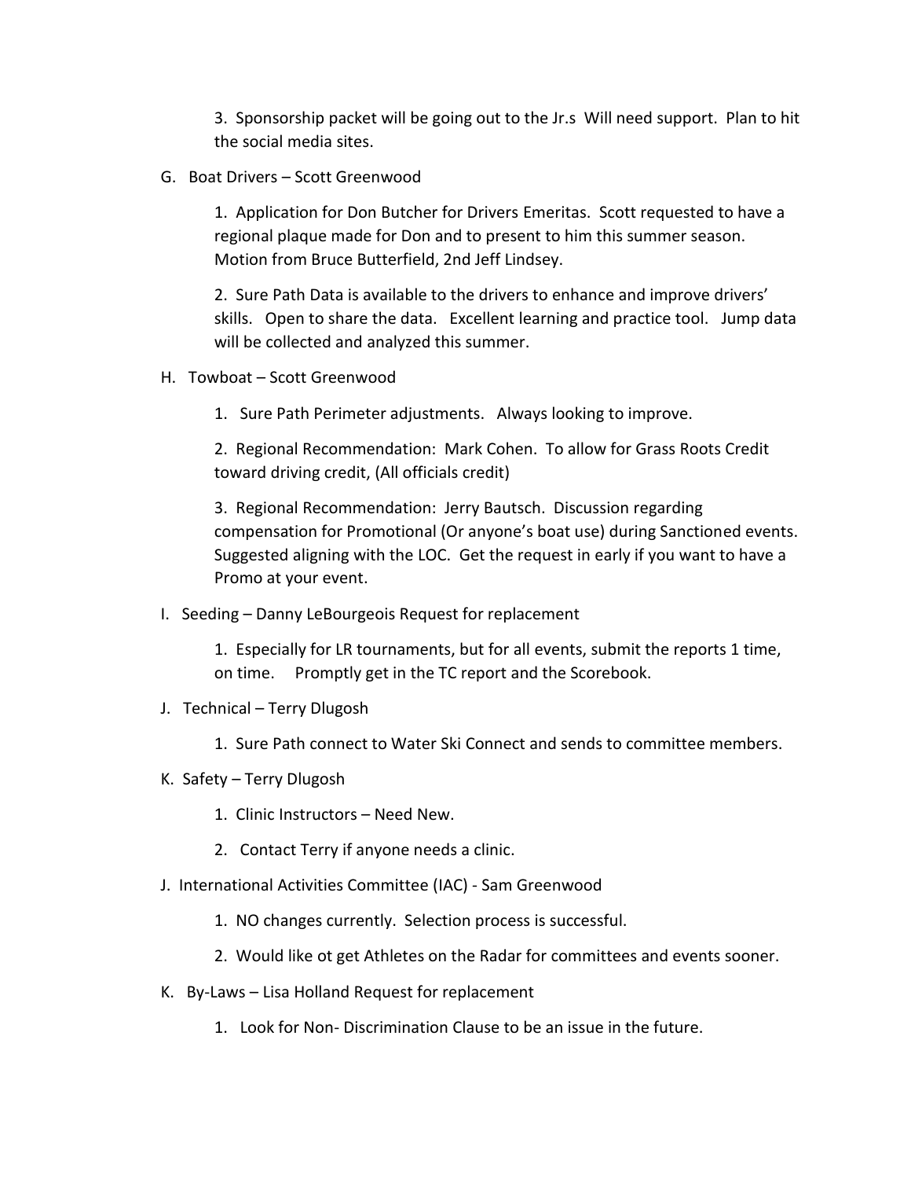3. Sponsorship packet will be going out to the Jr.s  Will need support.  Plan to hit the social media sites.

G. Boat Drivers – Scott Greenwood

1. Application for Don Butcher for Drivers Emeritas.  Scott requested to have a regional plaque made for Don and to present to him this summer season.  Motion from Bruce Butterfield, 2nd Jeff Lindsey.

2. Sure Path Data is available to the drivers to enhance and improve drivers' skills.   Open to share the data.   Excellent learning and practice tool.   Jump data will be collected and analyzed this summer.

H. Towboat – Scott Greenwood

1. Sure Path Perimeter adjustments.   Always looking to improve.

2. Regional Recommendation:  Mark Cohen.  To allow for Grass Roots Credit toward driving credit, (All officials credit)

3. Regional Recommendation:  Jerry Bautsch.  Discussion regarding compensation for Promotional (Or anyone's boat use) during Sanctioned events.  Suggested aligning with the LOC.  Get the request in early if you want to have a Promo at your event.

I. Seeding – Danny LeBourgeois Request for replacement

1. Especially for LR tournaments, but for all events, submit the reports 1 time, on time.     Promptly get in the TC report and the Scorebook.

J. Technical – Terry Dlugosh

1. Sure Path connect to Water Ski Connect and sends to committee members.

K. Safety – Terry Dlugosh

1. Clinic Instructors – Need New.

2. Contact Terry if anyone needs a clinic.

J. International Activities Committee (IAC) - Sam Greenwood

1. NO changes currently.  Selection process is successful.

2. Would like ot get Athletes on the Radar for committees and events sooner.

K. By-Laws – Lisa Holland Request for replacement

1. Look for Non- Discrimination Clause to be an issue in the future.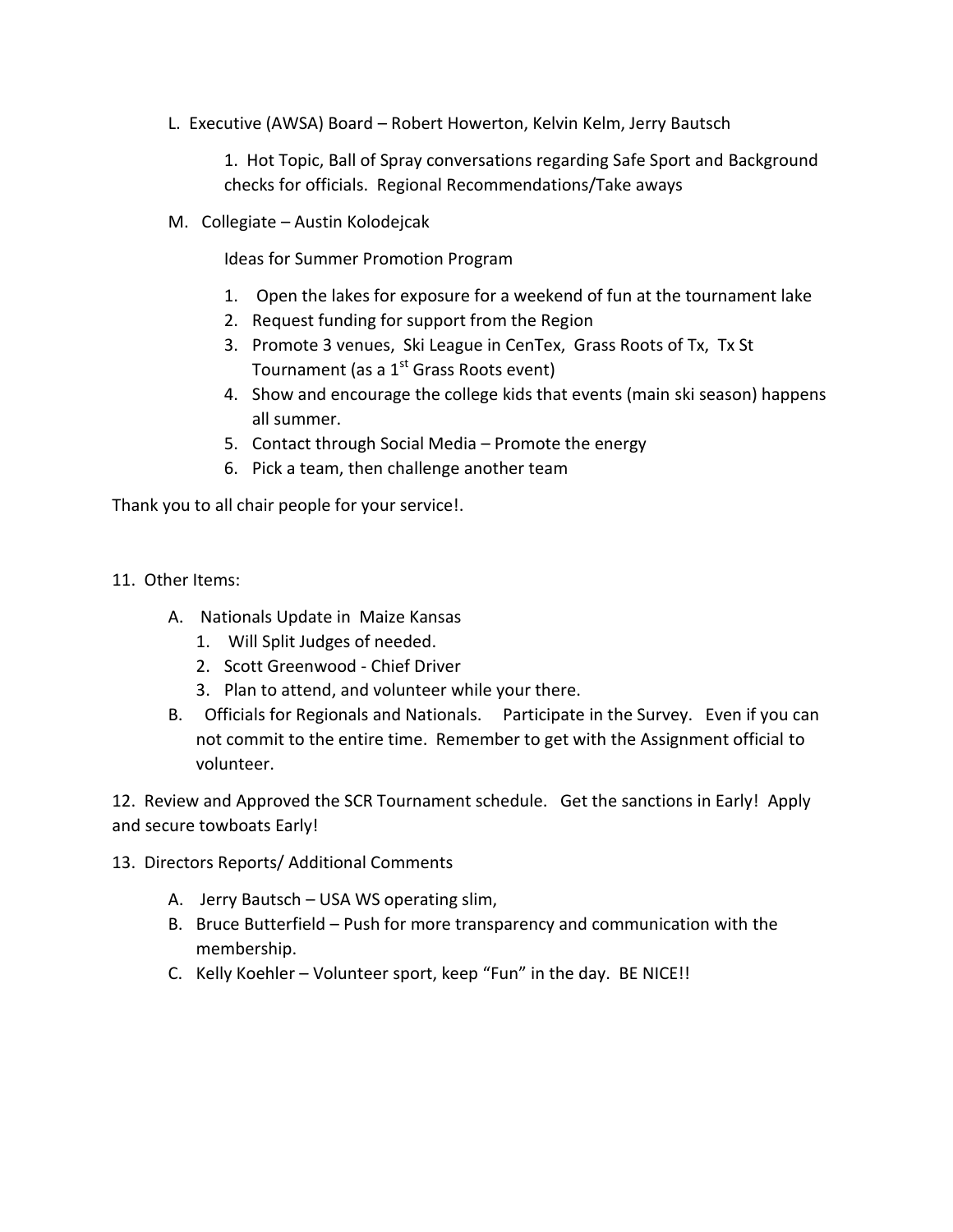L. Executive (AWSA) Board – Robert Howerton, Kelvin Kelm, Jerry Bautsch

1. Hot Topic, Ball of Spray conversations regarding Safe Sport and Background checks for officials. Regional Recommendations/Take aways

M. Collegiate – Austin Kolodejcak

Ideas for Summer Promotion Program

1. Open the lakes for exposure for a weekend of fun at the tournament lake
2. Request funding for support from the Region
3. Promote 3 venues, Ski League in CenTex, Grass Roots of Tx, Tx St Tournament (as a 1st Grass Roots event)
4. Show and encourage the college kids that events (main ski season) happens all summer.
5. Contact through Social Media – Promote the energy
6. Pick a team, then challenge another team

Thank you to all chair people for your service!.

11. Other Items:

A. Nationals Update in Maize Kansas
   1. Will Split Judges of needed.
   2. Scott Greenwood - Chief Driver
   3. Plan to attend, and volunteer while your there.
B. Officials for Regionals and Nationals. Participate in the Survey. Even if you can not commit to the entire time. Remember to get with the Assignment official to volunteer.

12. Review and Approved the SCR Tournament schedule. Get the sanctions in Early! Apply and secure towboats Early!

13. Directors Reports/ Additional Comments

A. Jerry Bautsch – USA WS operating slim,
B. Bruce Butterfield – Push for more transparency and communication with the membership.
C. Kelly Koehler – Volunteer sport, keep "Fun" in the day. BE NICE!!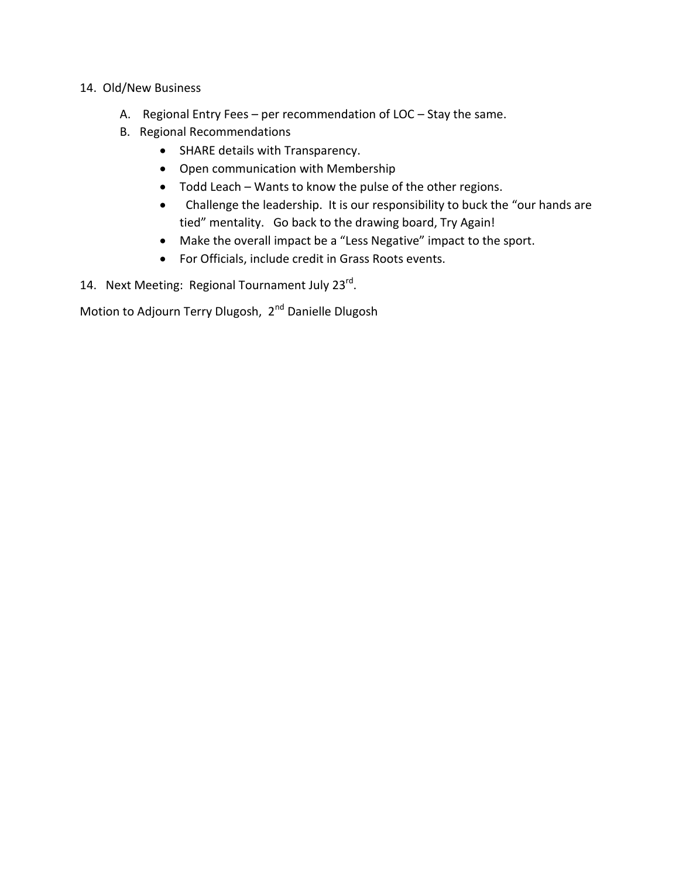14. Old/New Business

   A. Regional Entry Fees – per recommendation of LOC – Stay the same.

   B. Regional Recommendations

      - SHARE details with Transparency.
      - Open communication with Membership
      - Todd Leach – Wants to know the pulse of the other regions.
      - Challenge the leadership. It is our responsibility to buck the "our hands are tied" mentality. Go back to the drawing board, Try Again!
      - Make the overall impact be a "Less Negative" impact to the sport.
      - For Officials, include credit in Grass Roots events.

14. Next Meeting: Regional Tournament July 23rd.

Motion to Adjourn Terry Dlugosh, 2nd Danielle Dlugosh